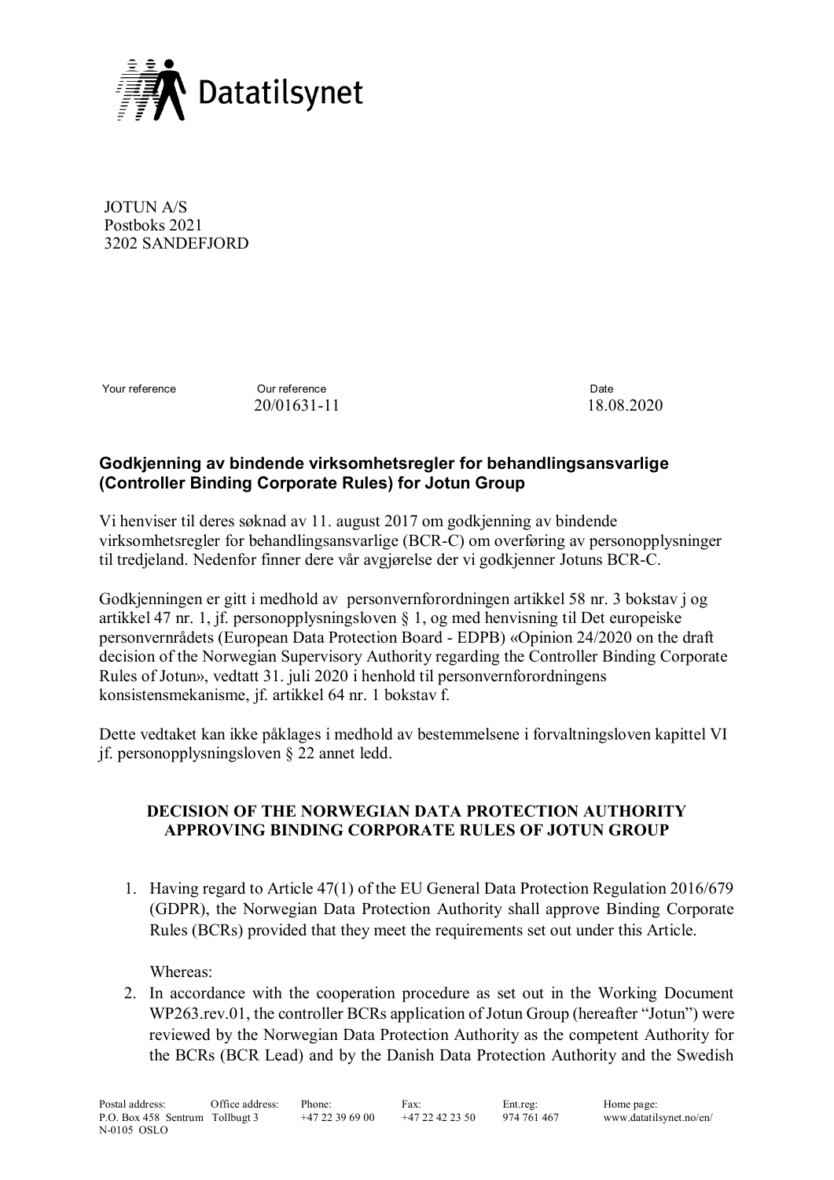Datatilsynet

JOTUN A/S
Postboks 2021
3202 SANDEFJORD

| Your reference | Our reference | Date |
|---|---|---|
| | 20/01631-11 | 18.08.2020 |

### Godkjenning av bindende virksomhetsregler for behandlingsansvarlige (Controller Binding Corporate Rules) for Jotun Group

Vi henviser til deres søknad av 11. august 2017 om godkjenning av bindende virksomhetsregler for behandlingsansvarlige (BCR-C) om overføring av personopplysninger til tredjeland. Nedenfor finner dere vår avgjørelse der vi godkjenner Jotuns BCR-C.

Godkjenningen er gitt i medhold av personvernforordningen artikkel 58 nr. 3 bokstav j og artikkel 47 nr. 1, jf. personopplysningsloven § 1, og med henvisning til Det europeiske personvernrådets (European Data Protection Board - EDPB) «Opinion 24/2020 on the draft decision of the Norwegian Supervisory Authority regarding the Controller Binding Corporate Rules of Jotun», vedtatt 31. juli 2020 i henhold til personvernforordningens konsistensmekanisme, jf. artikkel 64 nr. 1 bokstav f.

Dette vedtaket kan ikke påklages i medhold av bestemmelsene i forvaltningsloven kapittel VI jf. personopplysningsloven § 22 annet ledd.

## DECISION OF THE NORWEGIAN DATA PROTECTION AUTHORITY APPROVING BINDING CORPORATE RULES OF JOTUN GROUP

1. Having regard to Article 47(1) of the EU General Data Protection Regulation 2016/679 (GDPR), the Norwegian Data Protection Authority shall approve Binding Corporate Rules (BCRs) provided that they meet the requirements set out under this Article.

   Whereas:

2. In accordance with the cooperation procedure as set out in the Working Document WP263.rev.01, the controller BCRs application of Jotun Group (hereafter "Jotun") were reviewed by the Norwegian Data Protection Authority as the competent Authority for the BCRs (BCR Lead) and by the Danish Data Protection Authority and the Swedish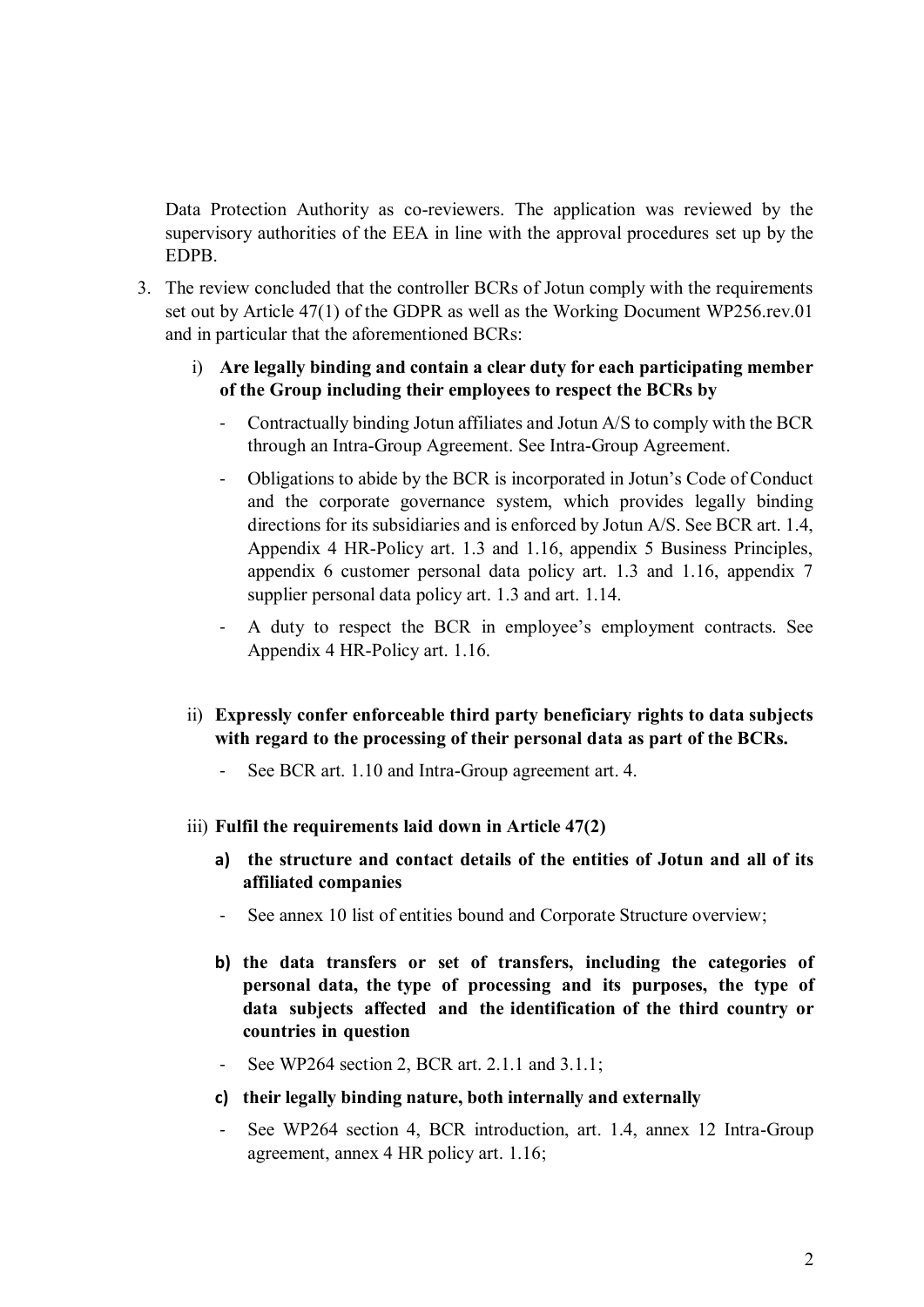Data Protection Authority as co-reviewers. The application was reviewed by the supervisory authorities of the EEA in line with the approval procedures set up by the EDPB.

3. The review concluded that the controller BCRs of Jotun comply with the requirements set out by Article 47(1) of the GDPR as well as the Working Document WP256.rev.01 and in particular that the aforementioned BCRs:

   i) **Are legally binding and contain a clear duty for each participating member of the Group including their employees to respect the BCRs by**

      - Contractually binding Jotun affiliates and Jotun A/S to comply with the BCR through an Intra-Group Agreement. See Intra-Group Agreement.
      - Obligations to abide by the BCR is incorporated in Jotun's Code of Conduct and the corporate governance system, which provides legally binding directions for its subsidiaries and is enforced by Jotun A/S. See BCR art. 1.4, Appendix 4 HR-Policy art. 1.3 and 1.16, appendix 5 Business Principles, appendix 6 customer personal data policy art. 1.3 and 1.16, appendix 7 supplier personal data policy art. 1.3 and art. 1.14.
      - A duty to respect the BCR in employee's employment contracts. See Appendix 4 HR-Policy art. 1.16.

   ii) **Expressly confer enforceable third party beneficiary rights to data subjects with regard to the processing of their personal data as part of the BCRs.**

      - See BCR art. 1.10 and Intra-Group agreement art. 4.

   iii) **Fulfil the requirements laid down in Article 47(2)**

      **a) the structure and contact details of the entities of Jotun and all of its affiliated companies**

      - See annex 10 list of entities bound and Corporate Structure overview;

      **b) the data transfers or set of transfers, including the categories of personal data, the type of processing and its purposes, the type of data subjects affected and the identification of the third country or countries in question**

      - See WP264 section 2, BCR art. 2.1.1 and 3.1.1;

      **c) their legally binding nature, both internally and externally**

      - See WP264 section 4, BCR introduction, art. 1.4, annex 12 Intra-Group agreement, annex 4 HR policy art. 1.16;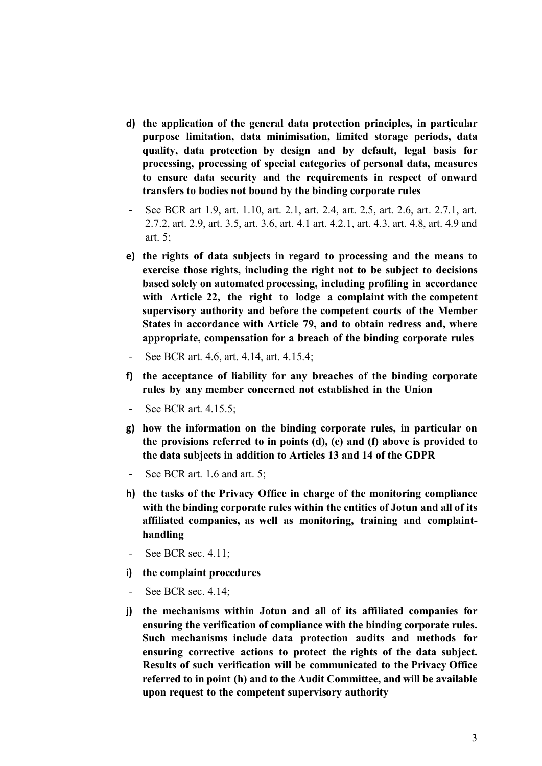**d) the application of the general data protection principles, in particular purpose limitation, data minimisation, limited storage periods, data quality, data protection by design and by default, legal basis for processing, processing of special categories of personal data, measures to ensure data security and the requirements in respect of onward transfers to bodies not bound by the binding corporate rules**

- See BCR art 1.9, art. 1.10, art. 2.1, art. 2.4, art. 2.5, art. 2.6, art. 2.7.1, art. 2.7.2, art. 2.9, art. 3.5, art. 3.6, art. 4.1 art. 4.2.1, art. 4.3, art. 4.8, art. 4.9 and art. 5;

**e) the rights of data subjects in regard to processing and the means to exercise those rights, including the right not to be subject to decisions based solely on automated processing, including profiling in accordance with Article 22, the right to lodge a complaint with the competent supervisory authority and before the competent courts of the Member States in accordance with Article 79, and to obtain redress and, where appropriate, compensation for a breach of the binding corporate rules**

- See BCR art. 4.6, art. 4.14, art. 4.15.4;

**f) the acceptance of liability for any breaches of the binding corporate rules by any member concerned not established in the Union**

- See BCR art. 4.15.5;

**g) how the information on the binding corporate rules, in particular on the provisions referred to in points (d), (e) and (f) above is provided to the data subjects in addition to Articles 13 and 14 of the GDPR**

- See BCR art. 1.6 and art. 5;

**h) the tasks of the Privacy Office in charge of the monitoring compliance with the binding corporate rules within the entities of Jotun and all of its affiliated companies, as well as monitoring, training and complaint-handling**

- See BCR sec. 4.11;

**i) the complaint procedures**

- See BCR sec. 4.14;

**j) the mechanisms within Jotun and all of its affiliated companies for ensuring the verification of compliance with the binding corporate rules. Such mechanisms include data protection audits and methods for ensuring corrective actions to protect the rights of the data subject. Results of such verification will be communicated to the Privacy Office referred to in point (h) and to the Audit Committee, and will be available upon request to the competent supervisory authority**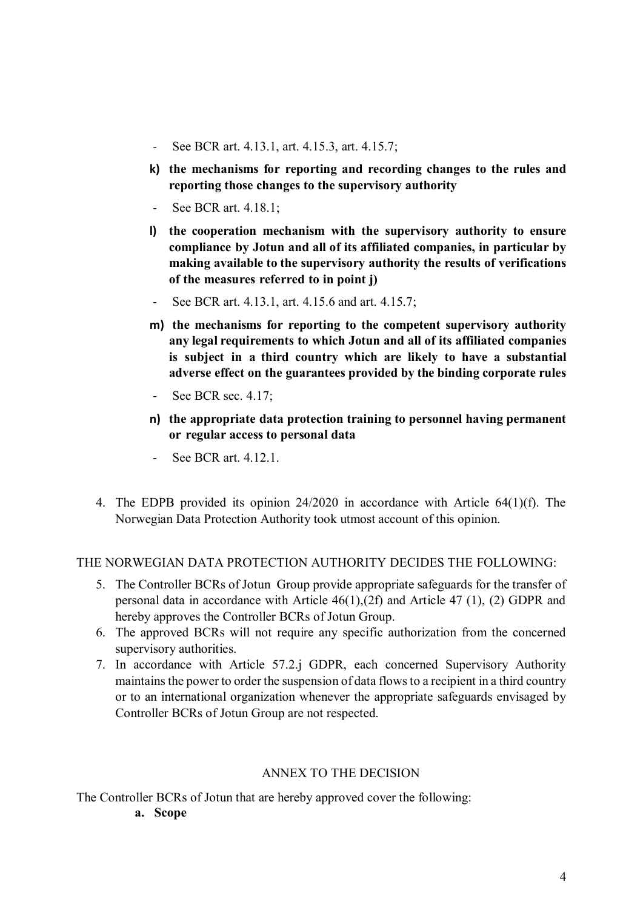- See BCR art. 4.13.1, art. 4.15.3, art. 4.15.7;

**k) the mechanisms for reporting and recording changes to the rules and reporting those changes to the supervisory authority**

- See BCR art. 4.18.1;

**l) the cooperation mechanism with the supervisory authority to ensure compliance by Jotun and all of its affiliated companies, in particular by making available to the supervisory authority the results of verifications of the measures referred to in point j)**

- See BCR art. 4.13.1, art. 4.15.6 and art. 4.15.7;

**m) the mechanisms for reporting to the competent supervisory authority any legal requirements to which Jotun and all of its affiliated companies is subject in a third country which are likely to have a substantial adverse effect on the guarantees provided by the binding corporate rules**

- See BCR sec. 4.17;

**n) the appropriate data protection training to personnel having permanent or regular access to personal data**

- See BCR art. 4.12.1.

4. The EDPB provided its opinion 24/2020 in accordance with Article 64(1)(f). The Norwegian Data Protection Authority took utmost account of this opinion.

THE NORWEGIAN DATA PROTECTION AUTHORITY DECIDES THE FOLLOWING:

5. The Controller BCRs of Jotun Group provide appropriate safeguards for the transfer of personal data in accordance with Article 46(1),(2f) and Article 47 (1), (2) GDPR and hereby approves the Controller BCRs of Jotun Group.
6. The approved BCRs will not require any specific authorization from the concerned supervisory authorities.
7. In accordance with Article 57.2.j GDPR, each concerned Supervisory Authority maintains the power to order the suspension of data flows to a recipient in a third country or to an international organization whenever the appropriate safeguards envisaged by Controller BCRs of Jotun Group are not respected.

ANNEX TO THE DECISION

The Controller BCRs of Jotun that are hereby approved cover the following:

**a. Scope**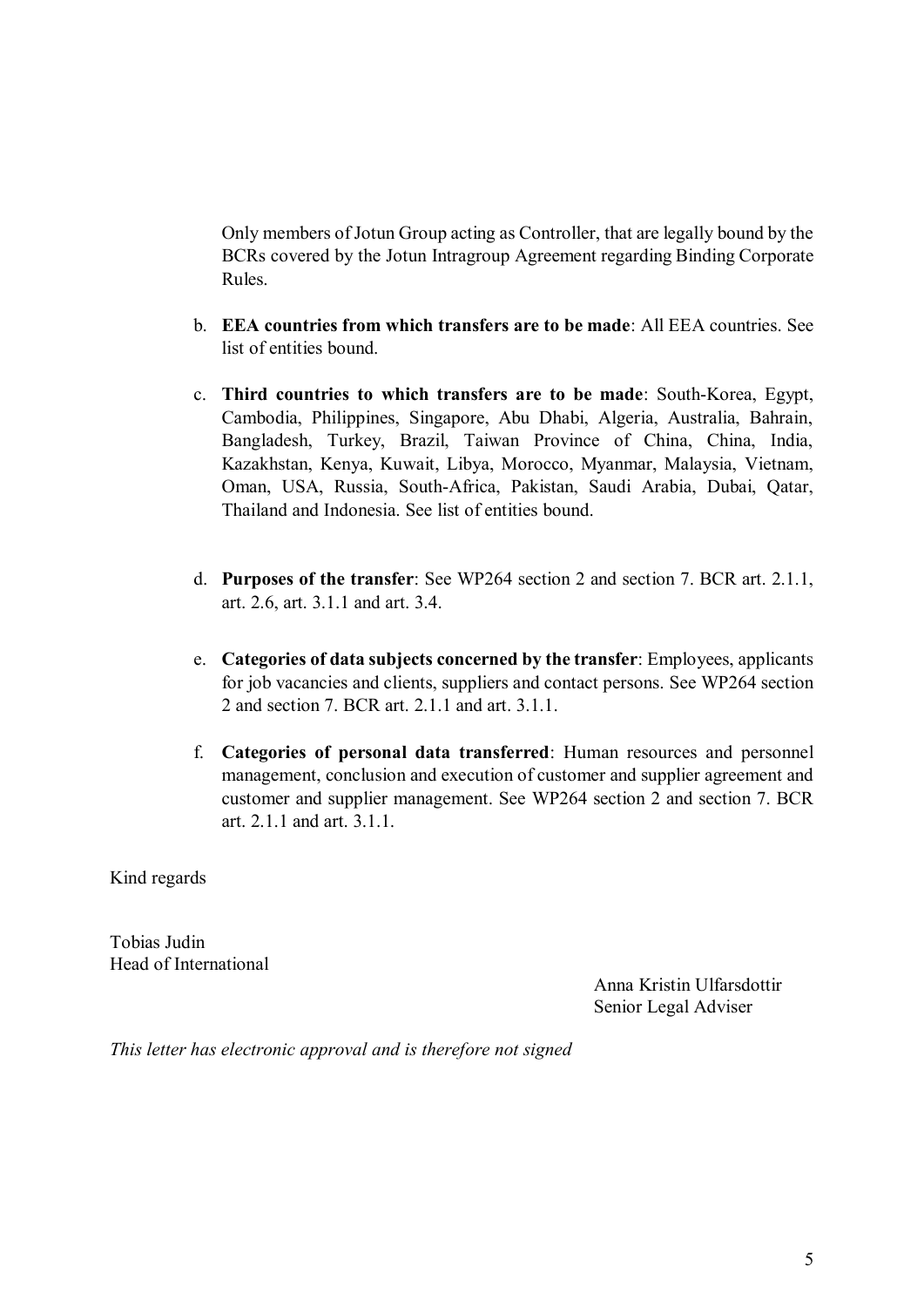Only members of Jotun Group acting as Controller, that are legally bound by the BCRs covered by the Jotun Intragroup Agreement regarding Binding Corporate Rules.

b. **EEA countries from which transfers are to be made**: All EEA countries. See list of entities bound.

c. **Third countries to which transfers are to be made**: South-Korea, Egypt, Cambodia, Philippines, Singapore, Abu Dhabi, Algeria, Australia, Bahrain, Bangladesh, Turkey, Brazil, Taiwan Province of China, China, India, Kazakhstan, Kenya, Kuwait, Libya, Morocco, Myanmar, Malaysia, Vietnam, Oman, USA, Russia, South-Africa, Pakistan, Saudi Arabia, Dubai, Qatar, Thailand and Indonesia. See list of entities bound.

d. **Purposes of the transfer**: See WP264 section 2 and section 7. BCR art. 2.1.1, art. 2.6, art. 3.1.1 and art. 3.4.

e. **Categories of data subjects concerned by the transfer**: Employees, applicants for job vacancies and clients, suppliers and contact persons. See WP264 section 2 and section 7. BCR art. 2.1.1 and art. 3.1.1.

f. **Categories of personal data transferred**: Human resources and personnel management, conclusion and execution of customer and supplier agreement and customer and supplier management. See WP264 section 2 and section 7. BCR art. 2.1.1 and art. 3.1.1.

Kind regards

Tobias Judin
Head of International

Anna Kristin Ulfarsdottir
Senior Legal Adviser

*This letter has electronic approval and is therefore not signed*